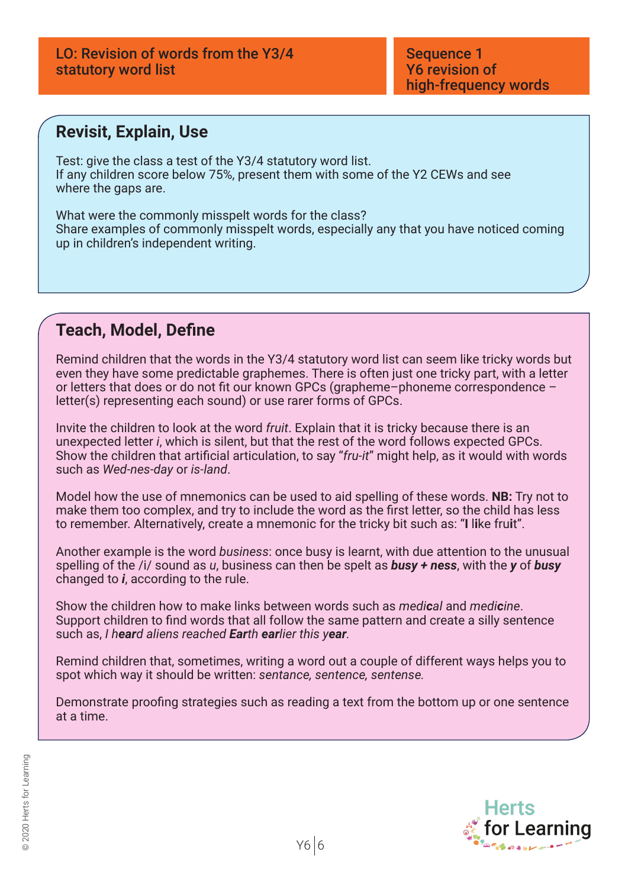LO: Revision of words from the Y3/4 statutory word list

Sequence 1
Y6 revision of high-frequency words

## Revisit, Explain, Use

Test: give the class a test of the Y3/4 statutory word list.
If any children score below 75%, present them with some of the Y2 CEWs and see where the gaps are.

What were the commonly misspelt words for the class?
Share examples of commonly misspelt words, especially any that you have noticed coming up in children's independent writing.

## Teach, Model, Define

Remind children that the words in the Y3/4 statutory word list can seem like tricky words but even they have some predictable graphemes. There is often just one tricky part, with a letter or letters that does or do not fit our known GPCs (grapheme–phoneme correspondence – letter(s) representing each sound) or use rarer forms of GPCs.

Invite the children to look at the word *fruit*. Explain that it is tricky because there is an unexpected letter *i*, which is silent, but that the rest of the word follows expected GPCs. Show the children that artificial articulation, to say "*fru-it*" might help, as it would with words such as *Wed-nes-day* or *is-land*.

Model how the use of mnemonics can be used to aid spelling of these words. **NB:** Try not to make them too complex, and try to include the word as the first letter, so the child has less to remember. Alternatively, create a mnemonic for the tricky bit such as: "**I** l**i**ke fru**i**t".

Another example is the word *business*: once busy is learnt, with due attention to the unusual spelling of the /i/ sound as *u*, business can then be spelt as ***busy + ness***, with the ***y*** of ***busy*** changed to ***i***, according to the rule.

Show the children how to make links between words such as *medi**c**al* and *medi**c**ine*. Support children to find words that all follow the same pattern and create a silly sentence such as, *I h**ear**d aliens reached **Ear**th **ear**lier this y**ear***.

Remind children that, sometimes, writing a word out a couple of different ways helps you to spot which way it should be written: *sentance, sentence, sentense.*

Demonstrate proofing strategies such as reading a text from the bottom up or one sentence at a time.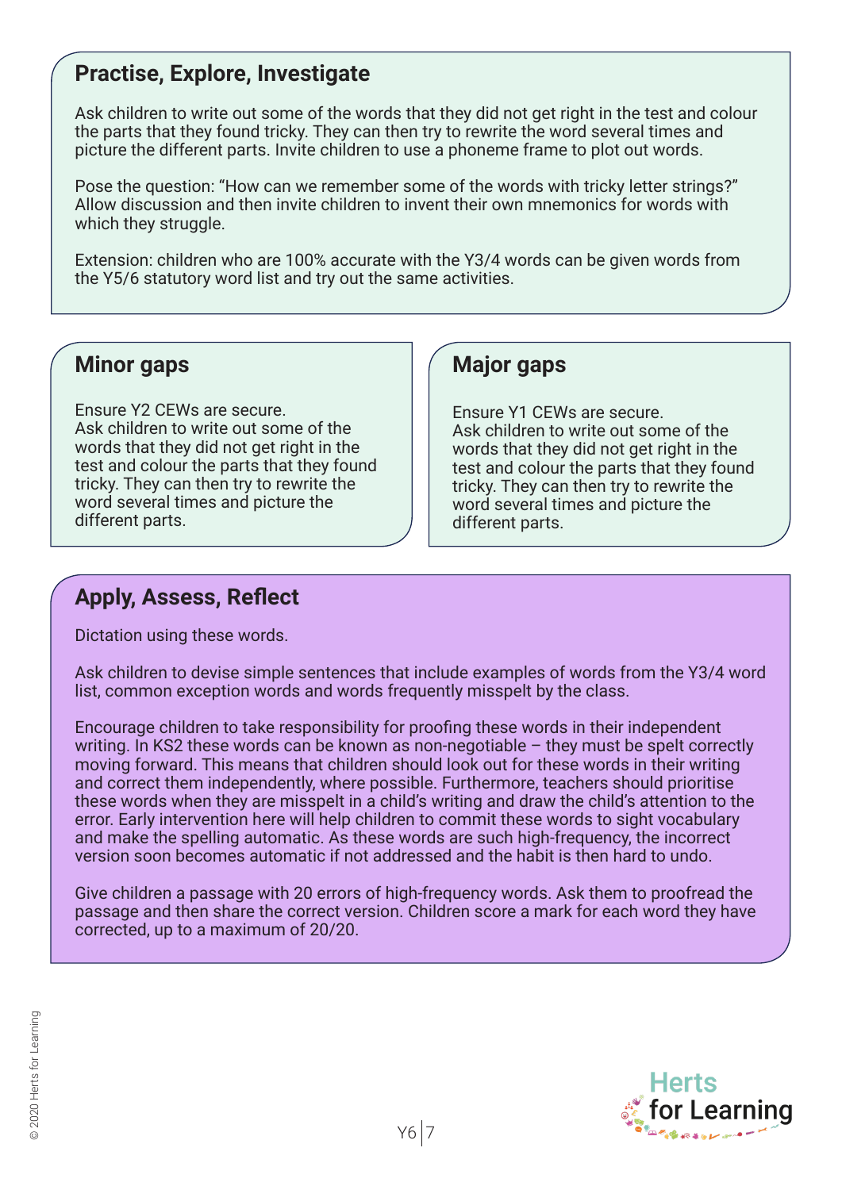## Practise, Explore, Investigate

Ask children to write out some of the words that they did not get right in the test and colour the parts that they found tricky. They can then try to rewrite the word several times and picture the different parts. Invite children to use a phoneme frame to plot out words.

Pose the question: "How can we remember some of the words with tricky letter strings?" Allow discussion and then invite children to invent their own mnemonics for words with which they struggle.

Extension: children who are 100% accurate with the Y3/4 words can be given words from the Y5/6 statutory word list and try out the same activities.

## Minor gaps

Ensure Y2 CEWs are secure.
Ask children to write out some of the words that they did not get right in the test and colour the parts that they found tricky. They can then try to rewrite the word several times and picture the different parts.

## Major gaps

Ensure Y1 CEWs are secure.
Ask children to write out some of the words that they did not get right in the test and colour the parts that they found tricky. They can then try to rewrite the word several times and picture the different parts.

## Apply, Assess, Reflect

Dictation using these words.

Ask children to devise simple sentences that include examples of words from the Y3/4 word list, common exception words and words frequently misspelt by the class.

Encourage children to take responsibility for proofing these words in their independent writing. In KS2 these words can be known as non-negotiable – they must be spelt correctly moving forward. This means that children should look out for these words in their writing and correct them independently, where possible. Furthermore, teachers should prioritise these words when they are misspelt in a child's writing and draw the child's attention to the error. Early intervention here will help children to commit these words to sight vocabulary and make the spelling automatic. As these words are such high-frequency, the incorrect version soon becomes automatic if not addressed and the habit is then hard to undo.

Give children a passage with 20 errors of high-frequency words. Ask them to proofread the passage and then share the correct version. Children score a mark for each word they have corrected, up to a maximum of 20/20.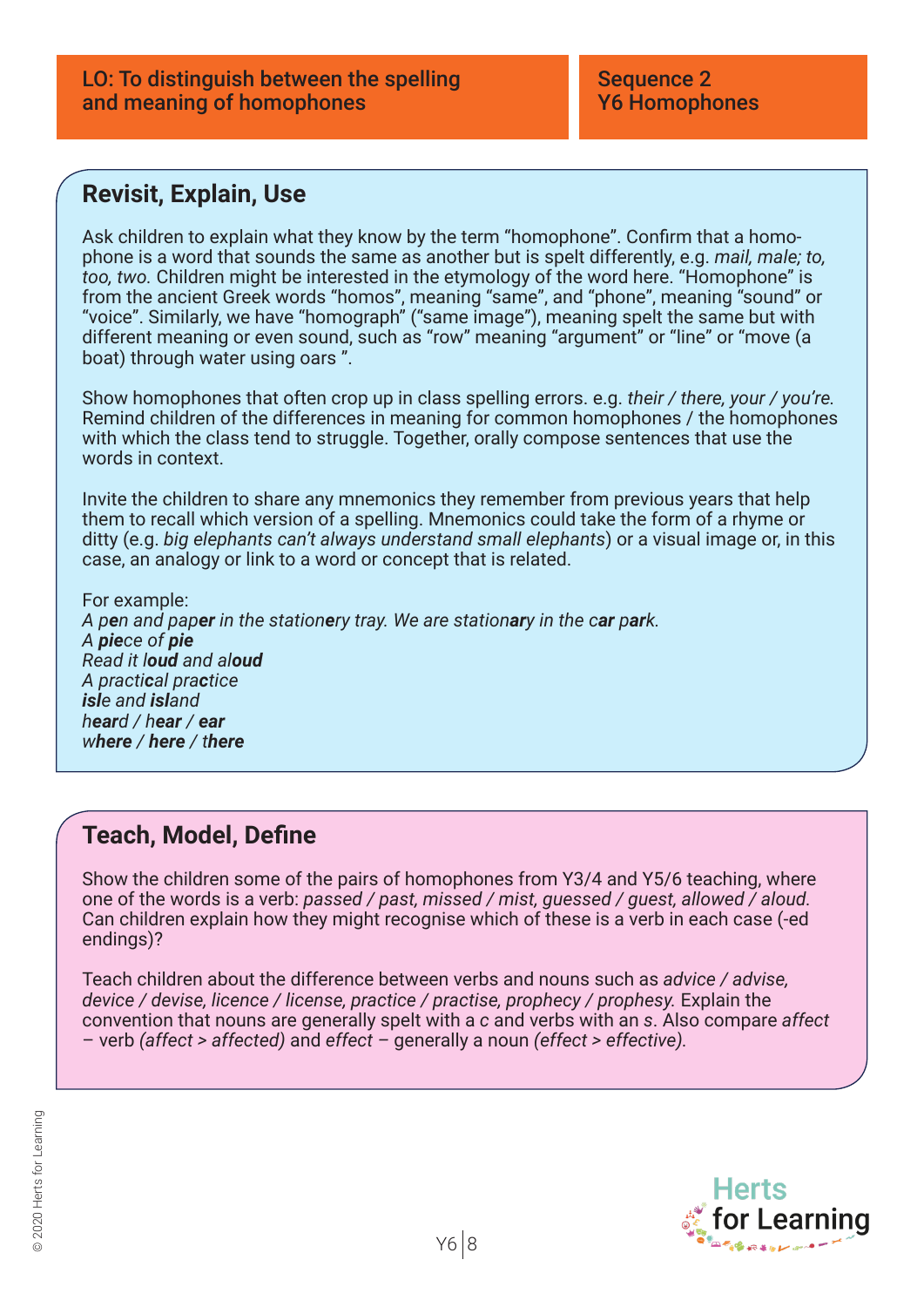LO: To distinguish between the spelling and meaning of homophones

Sequence 2
Y6 Homophones

## Revisit, Explain, Use

Ask children to explain what they know by the term “homophone”. Confirm that a homophone is a word that sounds the same as another but is spelt differently, e.g. *mail, male; to, too, two.* Children might be interested in the etymology of the word here. “Homophone” is from the ancient Greek words “homos”, meaning “same”, and “phone”, meaning “sound” or “voice”. Similarly, we have “homograph” (“same image”), meaning spelt the same but with different meaning or even sound, such as “row” meaning “argument” or “line” or “move (a boat) through water using oars ”.

Show homophones that often crop up in class spelling errors. e.g. *their / there, your / you’re.* Remind children of the differences in meaning for common homophones / the homophones with which the class tend to struggle. Together, orally compose sentences that use the words in context.

Invite the children to share any mnemonics they remember from previous years that help them to recall which version of a spelling. Mnemonics could take the form of a rhyme or ditty (e.g. *big elephants can’t always understand small elephants*) or a visual image or, in this case, an analogy or link to a word or concept that is related.

For example:
*A p**e**n and pap**er** in the stationery tray. We are station**ary** in the c**ar** p**ar**k.*
*A **pie**ce of **pie***
*Read it l**oud** and al**oud***
*A practi**cal** prac**tice***
***isl**e and **isl**and*
*h**ear**d / h**ear** / **ear***
*w**here** / **here** / t**here***

## Teach, Model, Define

Show the children some of the pairs of homophones from Y3/4 and Y5/6 teaching, where one of the words is a verb: *passed / past, missed / mist, guessed / guest, allowed / aloud.* Can children explain how they might recognise which of these is a verb in each case (-ed endings)?

Teach children about the difference between verbs and nouns such as *advice / advise, device / devise, licence / license, practice / practise, prophecy / prophesy.* Explain the convention that nouns are generally spelt with a *c* and verbs with an *s*. Also compare *affect* – verb *(affect > affected)* and *effect* – generally a noun *(effect > effective).*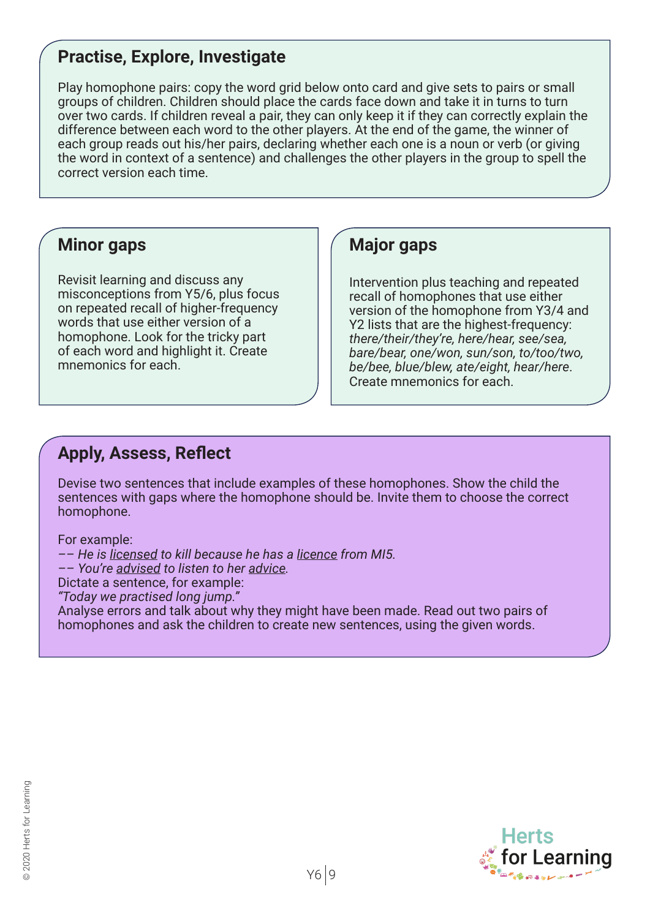## Practise, Explore, Investigate

Play homophone pairs: copy the word grid below onto card and give sets to pairs or small groups of children. Children should place the cards face down and take it in turns to turn over two cards. If children reveal a pair, they can only keep it if they can correctly explain the difference between each word to the other players. At the end of the game, the winner of each group reads out his/her pairs, declaring whether each one is a noun or verb (or giving the word in context of a sentence) and challenges the other players in the group to spell the correct version each time.

## Minor gaps

Revisit learning and discuss any misconceptions from Y5/6, plus focus on repeated recall of higher-frequency words that use either version of a homophone. Look for the tricky part of each word and highlight it. Create mnemonics for each.

## Major gaps

Intervention plus teaching and repeated recall of homophones that use either version of the homophone from Y3/4 and Y2 lists that are the highest-frequency: *there/their/they're, here/hear, see/sea, bare/bear, one/won, sun/son, to/too/two, be/bee, blue/blew, ate/eight, hear/here*. Create mnemonics for each.

## Apply, Assess, Reflect

Devise two sentences that include examples of these homophones. Show the child the sentences with gaps where the homophone should be. Invite them to choose the correct homophone.

For example:

- *He is <u>licensed</u> to kill because he has a <u>licence</u> from MI5.*
- *You're <u>advised</u> to listen to her <u>advice</u>.*

Dictate a sentence, for example:

*"Today we practised long jump."*

Analyse errors and talk about why they might have been made. Read out two pairs of homophones and ask the children to create new sentences, using the given words.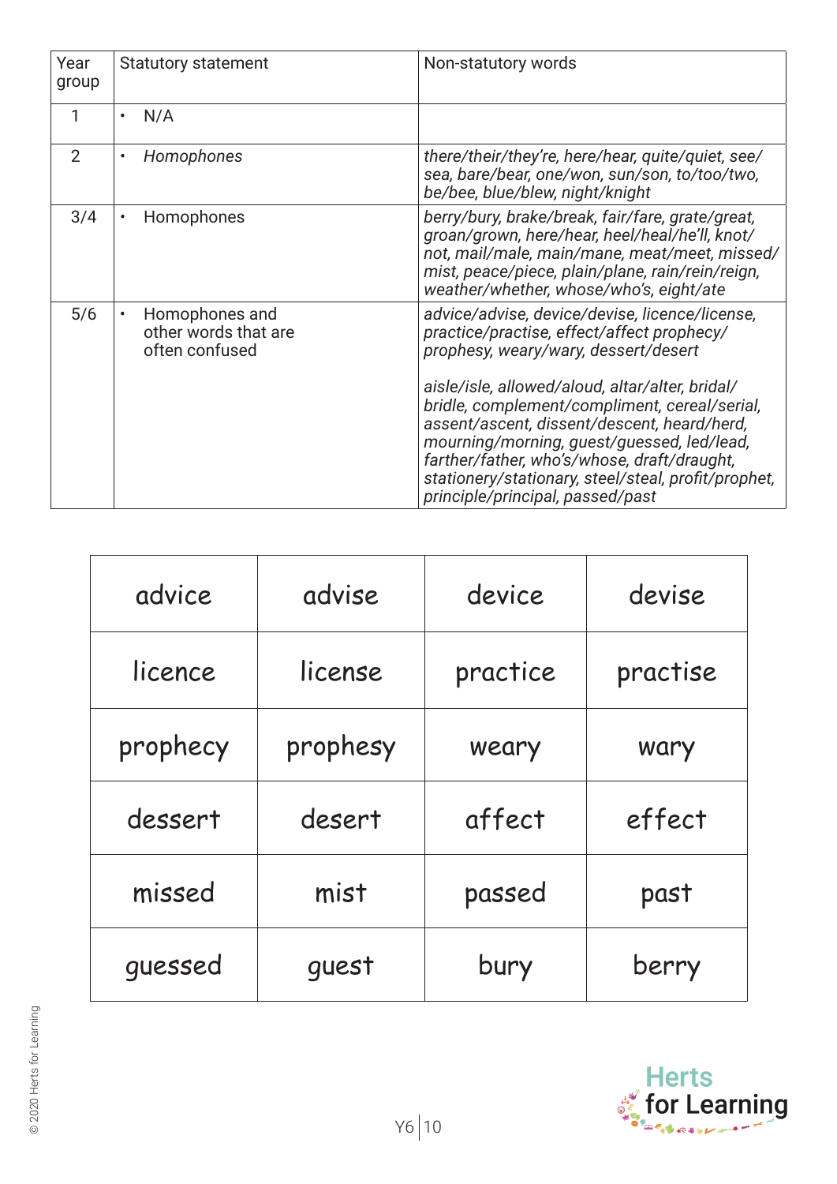| Year group | Statutory statement | Non-statutory words |
|---|---|---|
| 1 | • N/A | |
| 2 | • *Homophones* | *there/their/they're, here/hear, quite/quiet, see/sea, bare/bear, one/won, sun/son, to/too/two, be/bee, blue/blew, night/knight* |
| 3/4 | • Homophones | *berry/bury, brake/break, fair/fare, grate/great, groan/grown, here/hear, heel/heal/he'll, knot/not, mail/male, main/mane, meat/meet, missed/mist, peace/piece, plain/plane, rain/rein/reign, weather/whether, whose/who's, eight/ate* |
| 5/6 | • Homophones and other words that are often confused | *advice/advise, device/devise, licence/license, practice/practise, effect/affect prophecy/prophesy, weary/wary, dessert/desert*<br><br>*aisle/isle, allowed/aloud, altar/alter, bridal/bridle, complement/compliment, cereal/serial, assent/ascent, dissent/descent, heard/herd, mourning/morning, guest/guessed, led/lead, farther/father, who's/whose, draft/draught, stationery/stationary, steel/steal, profit/prophet, principle/principal, passed/past* |

| | | | |
|---|---|---|---|
| advice | advise | device | devise |
| licence | license | practice | practise |
| prophecy | prophesy | weary | wary |
| dessert | desert | affect | effect |
| missed | mist | passed | past |
| guessed | guest | bury | berry |

© 2020 Herts for Learning